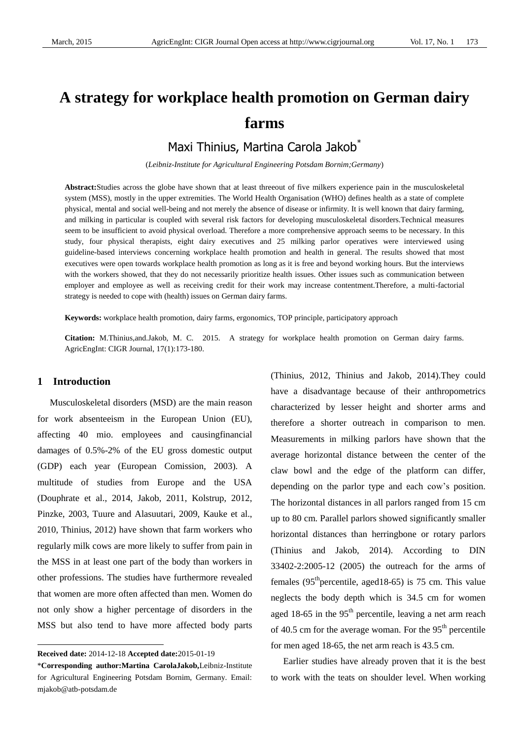# A strategy for workplace health promotion on German dairy farms

Maxi Thinius, Martina Carola Jakob*

(*Leibniz-Institute for Agricultural Engineering Potsdam Bornim;Germany*)

**Abstract:**Studies across the globe have shown that at least threeout of five milkers experience pain in the musculoskeletal system (MSS), mostly in the upper extremities. The World Health Organisation (WHO) defines health as a state of complete physical, mental and social well-being and not merely the absence of disease or infirmity. It is well known that dairy farming, and milking in particular is coupled with several risk factors for developing musculoskeletal disorders.Technical measures seem to be insufficient to avoid physical overload. Therefore a more comprehensive approach seems to be necessary. In this study, four physical therapists, eight dairy executives and 25 milking parlor operatives were interviewed using guideline-based interviews concerning workplace health promotion and health in general. The results showed that most executives were open towards workplace health promotion as long as it is free and beyond working hours. But the interviews with the workers showed, that they do not necessarily prioritize health issues. Other issues such as communication between employer and employee as well as receiving credit for their work may increase contentment.Therefore, a multi-factorial strategy is needed to cope with (health) issues on German dairy farms.

**Keywords:** workplace health promotion, dairy farms, ergonomics, TOP principle, participatory approach

**Citation:** M.Thinius,and.Jakob, M. C. 2015. A strategy for workplace health promotion on German dairy farms. AgricEngInt: CIGR Journal, 17(1):173-180.

## 1 Introduction

Musculoskeletal disorders (MSD) are the main reason for work absenteeism in the European Union (EU), affecting 40 mio. employees and causingfinancial damages of 0.5%-2% of the EU gross domestic output (GDP) each year (European Comission, 2003). A multitude of studies from Europe and the USA (Douphrate et al., 2014, Jakob, 2011, Kolstrup, 2012, Pinzke, 2003, Tuure and Alasuutari, 2009, Kauke et al., 2010, Thinius, 2012) have shown that farm workers who regularly milk cows are more likely to suffer from pain in the MSS in at least one part of the body than workers in other professions. The studies have furthermore revealed that women are more often affected than men. Women do not only show a higher percentage of disorders in the MSS but also tend to have more affected body parts (Thinius, 2012, Thinius and Jakob, 2014).They could have a disadvantage because of their anthropometrics characterized by lesser height and shorter arms and therefore a shorter outreach in comparison to men. Measurements in milking parlors have shown that the average horizontal distance between the center of the claw bowl and the edge of the platform can differ, depending on the parlor type and each cow's position. The horizontal distances in all parlors ranged from 15 cm up to 80 cm. Parallel parlors showed significantly smaller horizontal distances than herringbone or rotary parlors (Thinius and Jakob, 2014). According to DIN 33402-2:2005-12 (2005) the outreach for the arms of females (95$^{th}$percentile, aged18-65) is 75 cm. This value neglects the body depth which is 34.5 cm for women aged 18-65 in the 95$^{th}$ percentile, leaving a net arm reach of 40.5 cm for the average woman. For the 95$^{th}$ percentile for men aged 18-65, the net arm reach is 43.5 cm.

Earlier studies have already proven that it is the best to work with the teats on shoulder level. When working

---

**Received date:** 2014-12-18 **Accepted date:**2015-01-19

***Corresponding author:Martina CarolaJakob,**Leibniz-Institute for Agricultural Engineering Potsdam Bornim, Germany. Email: mjakob@atb-potsdam.de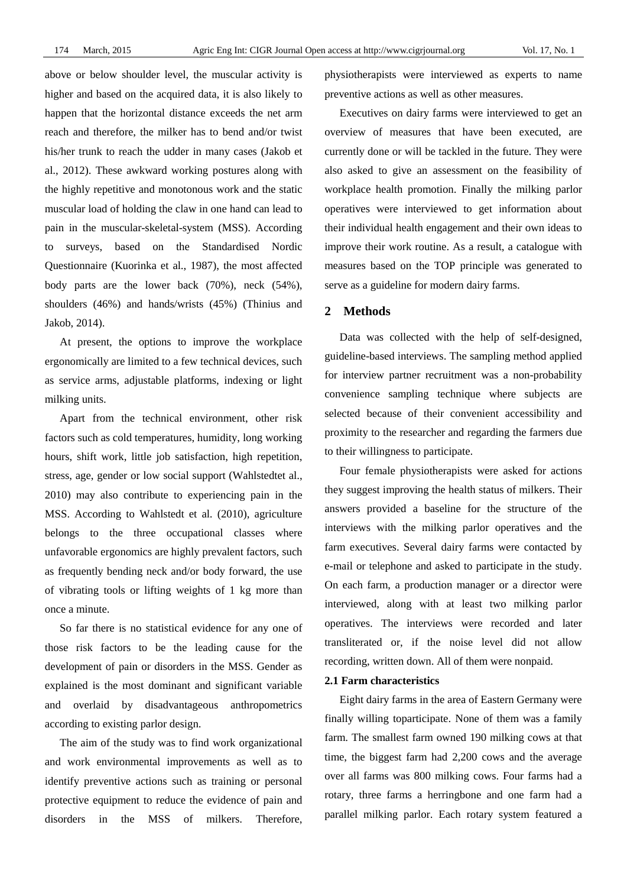above or below shoulder level, the muscular activity is higher and based on the acquired data, it is also likely to happen that the horizontal distance exceeds the net arm reach and therefore, the milker has to bend and/or twist his/her trunk to reach the udder in many cases (Jakob et al., 2012). These awkward working postures along with the highly repetitive and monotonous work and the static muscular load of holding the claw in one hand can lead to pain in the muscular-skeletal-system (MSS). According to surveys, based on the Standardised Nordic Questionnaire (Kuorinka et al., 1987), the most affected body parts are the lower back (70%), neck (54%), shoulders (46%) and hands/wrists (45%) (Thinius and Jakob, 2014).

At present, the options to improve the workplace ergonomically are limited to a few technical devices, such as service arms, adjustable platforms, indexing or light milking units.

Apart from the technical environment, other risk factors such as cold temperatures, humidity, long working hours, shift work, little job satisfaction, high repetition, stress, age, gender or low social support (Wahlstedtet al., 2010) may also contribute to experiencing pain in the MSS. According to Wahlstedt et al. (2010), agriculture belongs to the three occupational classes where unfavorable ergonomics are highly prevalent factors, such as frequently bending neck and/or body forward, the use of vibrating tools or lifting weights of 1 kg more than once a minute.

So far there is no statistical evidence for any one of those risk factors to be the leading cause for the development of pain or disorders in the MSS. Gender as explained is the most dominant and significant variable and overlaid by disadvantageous anthropometrics according to existing parlor design.

The aim of the study was to find work organizational and work environmental improvements as well as to identify preventive actions such as training or personal protective equipment to reduce the evidence of pain and disorders in the MSS of milkers. Therefore, physiotherapists were interviewed as experts to name preventive actions as well as other measures.

Executives on dairy farms were interviewed to get an overview of measures that have been executed, are currently done or will be tackled in the future. They were also asked to give an assessment on the feasibility of workplace health promotion. Finally the milking parlor operatives were interviewed to get information about their individual health engagement and their own ideas to improve their work routine. As a result, a catalogue with measures based on the TOP principle was generated to serve as a guideline for modern dairy farms.

## 2 Methods

Data was collected with the help of self-designed, guideline-based interviews. The sampling method applied for interview partner recruitment was a non-probability convenience sampling technique where subjects are selected because of their convenient accessibility and proximity to the researcher and regarding the farmers due to their willingness to participate.

Four female physiotherapists were asked for actions they suggest improving the health status of milkers. Their answers provided a baseline for the structure of the interviews with the milking parlor operatives and the farm executives. Several dairy farms were contacted by e-mail or telephone and asked to participate in the study. On each farm, a production manager or a director were interviewed, along with at least two milking parlor operatives. The interviews were recorded and later transliterated or, if the noise level did not allow recording, written down. All of them were nonpaid.

### 2.1 Farm characteristics

Eight dairy farms in the area of Eastern Germany were finally willing toparticipate. None of them was a family farm. The smallest farm owned 190 milking cows at that time, the biggest farm had 2,200 cows and the average over all farms was 800 milking cows. Four farms had a rotary, three farms a herringbone and one farm had a parallel milking parlor. Each rotary system featured a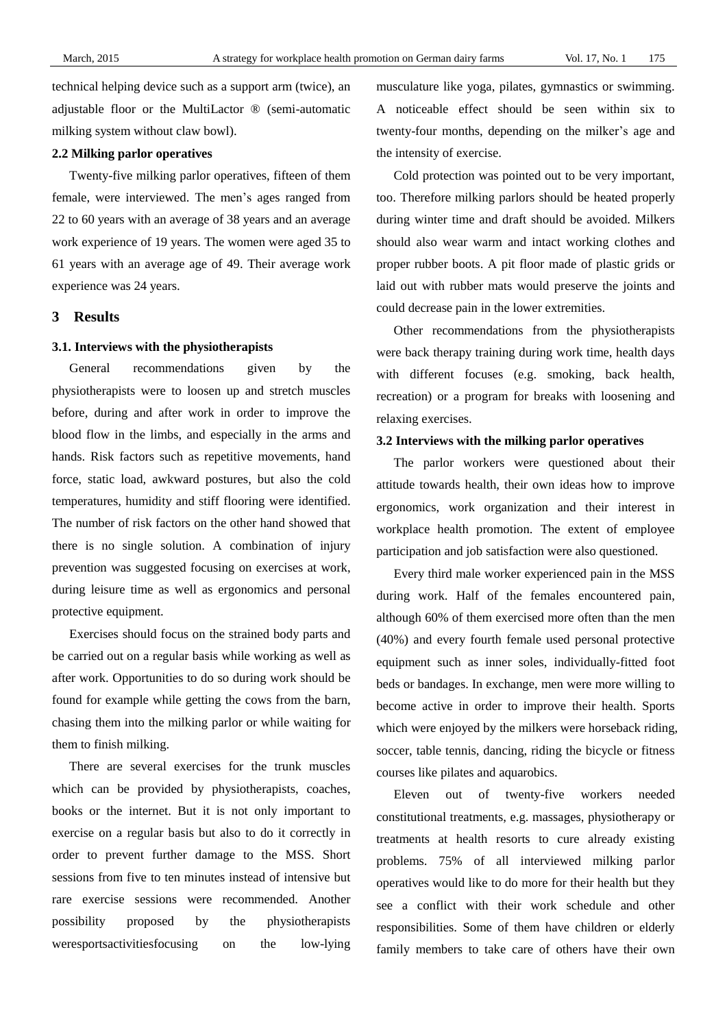technical helping device such as a support arm (twice), an adjustable floor or the MultiLactor ® (semi-automatic milking system without claw bowl).

### 2.2 Milking parlor operatives

Twenty-five milking parlor operatives, fifteen of them female, were interviewed. The men's ages ranged from 22 to 60 years with an average of 38 years and an average work experience of 19 years. The women were aged 35 to 61 years with an average age of 49. Their average work experience was 24 years.

## 3 Results

### 3.1. Interviews with the physiotherapists

General recommendations given by the physiotherapists were to loosen up and stretch muscles before, during and after work in order to improve the blood flow in the limbs, and especially in the arms and hands. Risk factors such as repetitive movements, hand force, static load, awkward postures, but also the cold temperatures, humidity and stiff flooring were identified. The number of risk factors on the other hand showed that there is no single solution. A combination of injury prevention was suggested focusing on exercises at work, during leisure time as well as ergonomics and personal protective equipment.

Exercises should focus on the strained body parts and be carried out on a regular basis while working as well as after work. Opportunities to do so during work should be found for example while getting the cows from the barn, chasing them into the milking parlor or while waiting for them to finish milking.

There are several exercises for the trunk muscles which can be provided by physiotherapists, coaches, books or the internet. But it is not only important to exercise on a regular basis but also to do it correctly in order to prevent further damage to the MSS. Short sessions from five to ten minutes instead of intensive but rare exercise sessions were recommended. Another possibility proposed by the physiotherapists weresportsactivitiesfocusing on the low-lying musculature like yoga, pilates, gymnastics or swimming. A noticeable effect should be seen within six to twenty-four months, depending on the milker's age and the intensity of exercise.

Cold protection was pointed out to be very important, too. Therefore milking parlors should be heated properly during winter time and draft should be avoided. Milkers should also wear warm and intact working clothes and proper rubber boots. A pit floor made of plastic grids or laid out with rubber mats would preserve the joints and could decrease pain in the lower extremities.

Other recommendations from the physiotherapists were back therapy training during work time, health days with different focuses (e.g. smoking, back health, recreation) or a program for breaks with loosening and relaxing exercises.

### 3.2 Interviews with the milking parlor operatives

The parlor workers were questioned about their attitude towards health, their own ideas how to improve ergonomics, work organization and their interest in workplace health promotion. The extent of employee participation and job satisfaction were also questioned.

Every third male worker experienced pain in the MSS during work. Half of the females encountered pain, although 60% of them exercised more often than the men (40%) and every fourth female used personal protective equipment such as inner soles, individually-fitted foot beds or bandages. In exchange, men were more willing to become active in order to improve their health. Sports which were enjoyed by the milkers were horseback riding, soccer, table tennis, dancing, riding the bicycle or fitness courses like pilates and aquarobics.

Eleven out of twenty-five workers needed constitutional treatments, e.g. massages, physiotherapy or treatments at health resorts to cure already existing problems. 75% of all interviewed milking parlor operatives would like to do more for their health but they see a conflict with their work schedule and other responsibilities. Some of them have children or elderly family members to take care of others have their own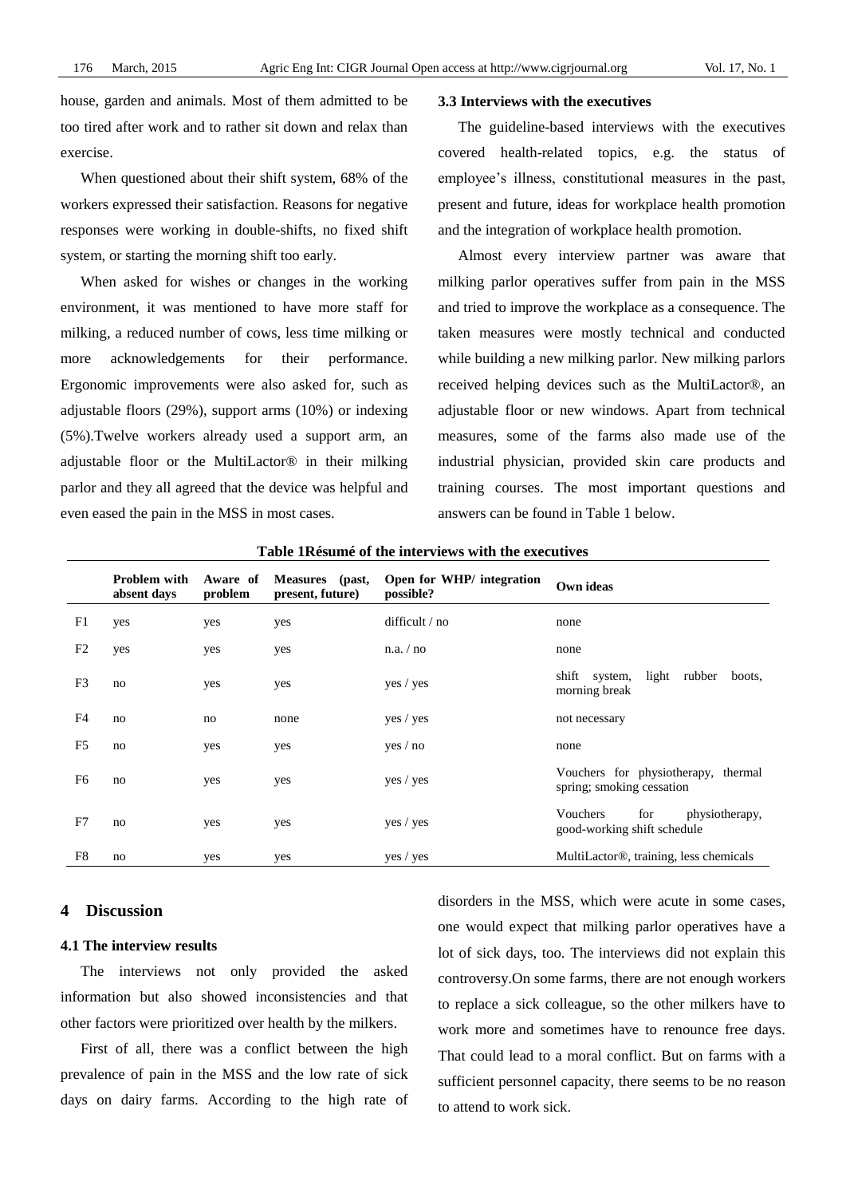house, garden and animals. Most of them admitted to be too tired after work and to rather sit down and relax than exercise.

When questioned about their shift system, 68% of the workers expressed their satisfaction. Reasons for negative responses were working in double-shifts, no fixed shift system, or starting the morning shift too early.

When asked for wishes or changes in the working environment, it was mentioned to have more staff for milking, a reduced number of cows, less time milking or more acknowledgements for their performance. Ergonomic improvements were also asked for, such as adjustable floors (29%), support arms (10%) or indexing (5%).Twelve workers already used a support arm, an adjustable floor or the MultiLactor® in their milking parlor and they all agreed that the device was helpful and even eased the pain in the MSS in most cases.

### 3.3 Interviews with the executives

The guideline-based interviews with the executives covered health-related topics, e.g. the status of employee's illness, constitutional measures in the past, present and future, ideas for workplace health promotion and the integration of workplace health promotion.

Almost every interview partner was aware that milking parlor operatives suffer from pain in the MSS and tried to improve the workplace as a consequence. The taken measures were mostly technical and conducted while building a new milking parlor. New milking parlors received helping devices such as the MultiLactor®, an adjustable floor or new windows. Apart from technical measures, some of the farms also made use of the industrial physician, provided skin care products and training courses. The most important questions and answers can be found in Table 1 below.

**Table 1Résumé of the interviews with the executives**

| | Problem with absent days | Aware of problem | Measures (past, present, future) | Open for WHP/ integration possible? | Own ideas |
|---|---|---|---|---|---|
| F1 | yes | yes | yes | difficult / no | none |
| F2 | yes | yes | yes | n.a. / no | none |
| F3 | no | yes | yes | yes / yes | shift system, light rubber boots, morning break |
| F4 | no | no | none | yes / yes | not necessary |
| F5 | no | yes | yes | yes / no | none |
| F6 | no | yes | yes | yes / yes | Vouchers for physiotherapy, thermal spring; smoking cessation |
| F7 | no | yes | yes | yes / yes | Vouchers for physiotherapy, good-working shift schedule |
| F8 | no | yes | yes | yes / yes | MultiLactor®, training, less chemicals |

## 4 Discussion

### 4.1 The interview results

The interviews not only provided the asked information but also showed inconsistencies and that other factors were prioritized over health by the milkers.

First of all, there was a conflict between the high prevalence of pain in the MSS and the low rate of sick days on dairy farms. According to the high rate of disorders in the MSS, which were acute in some cases, one would expect that milking parlor operatives have a lot of sick days, too. The interviews did not explain this controversy.On some farms, there are not enough workers to replace a sick colleague, so the other milkers have to work more and sometimes have to renounce free days. That could lead to a moral conflict. But on farms with a sufficient personnel capacity, there seems to be no reason to attend to work sick.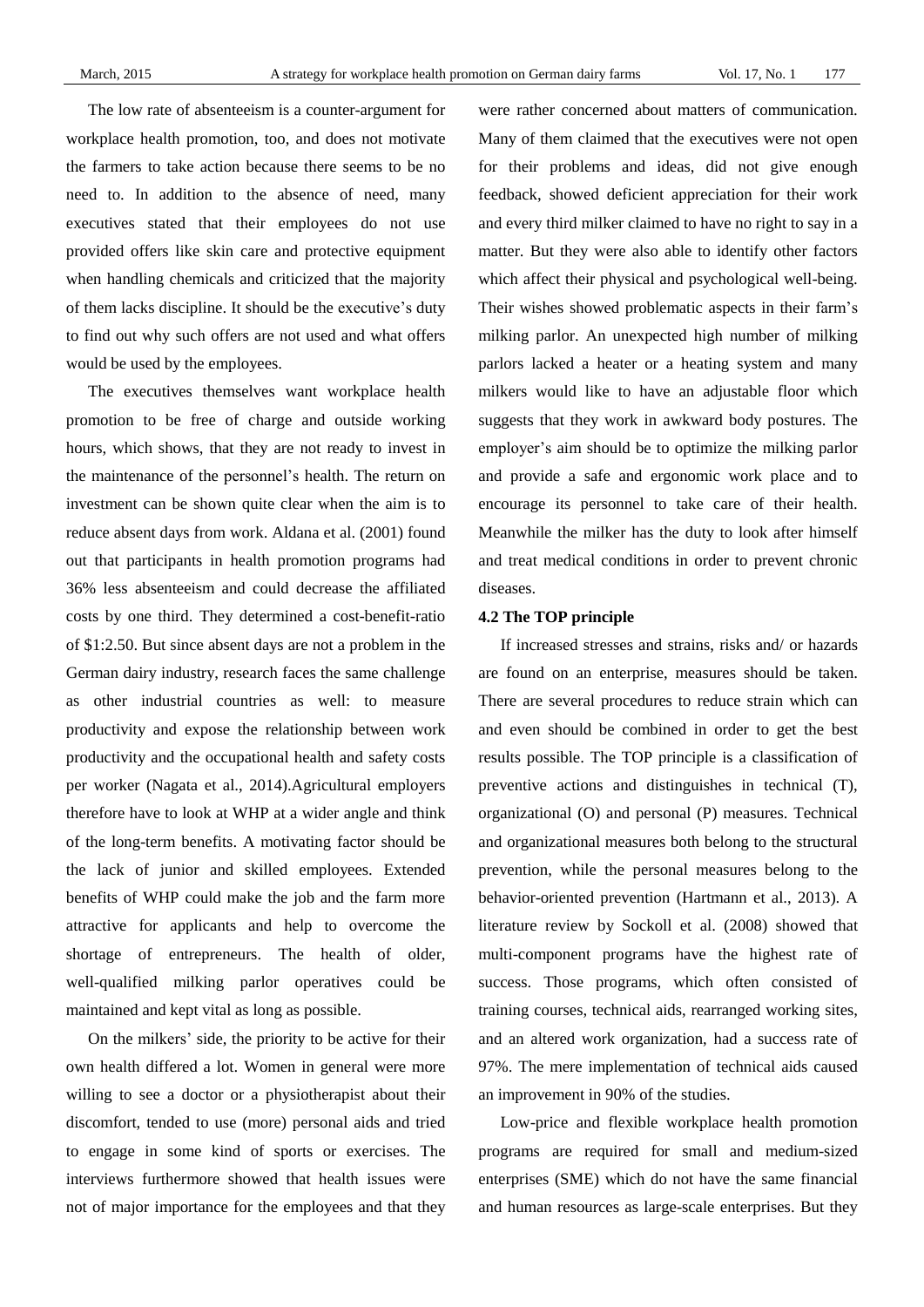The low rate of absenteeism is a counter-argument for workplace health promotion, too, and does not motivate the farmers to take action because there seems to be no need to. In addition to the absence of need, many executives stated that their employees do not use provided offers like skin care and protective equipment when handling chemicals and criticized that the majority of them lacks discipline. It should be the executive's duty to find out why such offers are not used and what offers would be used by the employees.

The executives themselves want workplace health promotion to be free of charge and outside working hours, which shows, that they are not ready to invest in the maintenance of the personnel's health. The return on investment can be shown quite clear when the aim is to reduce absent days from work. Aldana et al. (2001) found out that participants in health promotion programs had 36% less absenteeism and could decrease the affiliated costs by one third. They determined a cost-benefit-ratio of $1:2.50. But since absent days are not a problem in the German dairy industry, research faces the same challenge as other industrial countries as well: to measure productivity and expose the relationship between work productivity and the occupational health and safety costs per worker (Nagata et al., 2014).Agricultural employers therefore have to look at WHP at a wider angle and think of the long-term benefits. A motivating factor should be the lack of junior and skilled employees. Extended benefits of WHP could make the job and the farm more attractive for applicants and help to overcome the shortage of entrepreneurs. The health of older, well-qualified milking parlor operatives could be maintained and kept vital as long as possible.

On the milkers' side, the priority to be active for their own health differed a lot. Women in general were more willing to see a doctor or a physiotherapist about their discomfort, tended to use (more) personal aids and tried to engage in some kind of sports or exercises. The interviews furthermore showed that health issues were not of major importance for the employees and that they were rather concerned about matters of communication. Many of them claimed that the executives were not open for their problems and ideas, did not give enough feedback, showed deficient appreciation for their work and every third milker claimed to have no right to say in a matter. But they were also able to identify other factors which affect their physical and psychological well-being. Their wishes showed problematic aspects in their farm's milking parlor. An unexpected high number of milking parlors lacked a heater or a heating system and many milkers would like to have an adjustable floor which suggests that they work in awkward body postures. The employer's aim should be to optimize the milking parlor and provide a safe and ergonomic work place and to encourage its personnel to take care of their health. Meanwhile the milker has the duty to look after himself and treat medical conditions in order to prevent chronic diseases.

### 4.2 The TOP principle

If increased stresses and strains, risks and/ or hazards are found on an enterprise, measures should be taken. There are several procedures to reduce strain which can and even should be combined in order to get the best results possible. The TOP principle is a classification of preventive actions and distinguishes in technical (T), organizational (O) and personal (P) measures. Technical and organizational measures both belong to the structural prevention, while the personal measures belong to the behavior-oriented prevention (Hartmann et al., 2013). A literature review by Sockoll et al. (2008) showed that multi-component programs have the highest rate of success. Those programs, which often consisted of training courses, technical aids, rearranged working sites, and an altered work organization, had a success rate of 97%. The mere implementation of technical aids caused an improvement in 90% of the studies.

Low-price and flexible workplace health promotion programs are required for small and medium-sized enterprises (SME) which do not have the same financial and human resources as large-scale enterprises. But they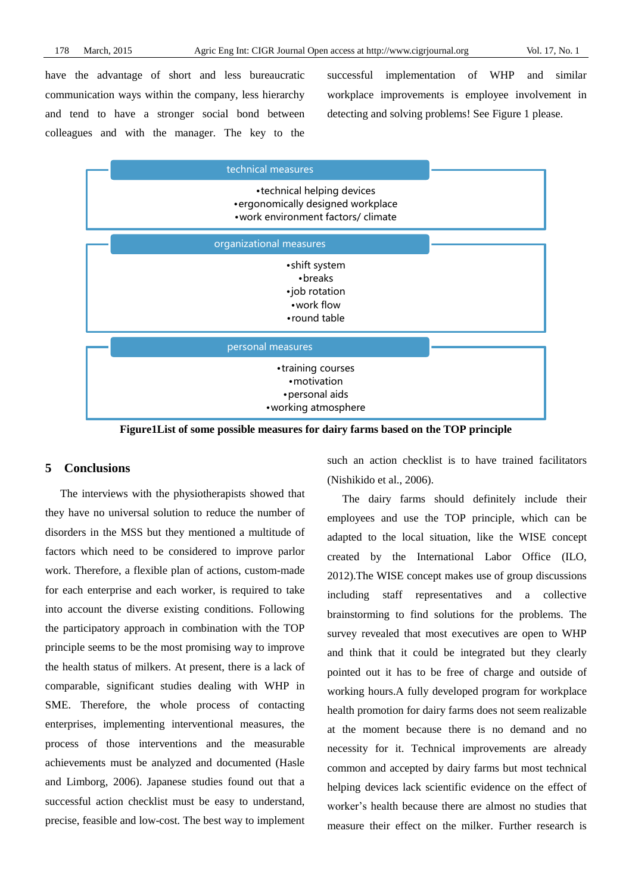have the advantage of short and less bureaucratic communication ways within the company, less hierarchy and tend to have a stronger social bond between colleagues and with the manager. The key to the successful implementation of WHP and similar workplace improvements is employee involvement in detecting and solving problems! See Figure 1 please.

**technical measures**

- technical helping devices
- ergonomically designed workplace
- work environment factors/ climate

**organizational measures**

- shift system
- breaks
- job rotation
- work flow
- round table

**personal measures**

- training courses
- motivation
- personal aids
- working atmosphere

**Figure1List of some possible measures for dairy farms based on the TOP principle**

## 5 Conclusions

The interviews with the physiotherapists showed that they have no universal solution to reduce the number of disorders in the MSS but they mentioned a multitude of factors which need to be considered to improve parlor work. Therefore, a flexible plan of actions, custom-made for each enterprise and each worker, is required to take into account the diverse existing conditions. Following the participatory approach in combination with the TOP principle seems to be the most promising way to improve the health status of milkers. At present, there is a lack of comparable, significant studies dealing with WHP in SME. Therefore, the whole process of contacting enterprises, implementing interventional measures, the process of those interventions and the measurable achievements must be analyzed and documented (Hasle and Limborg, 2006). Japanese studies found out that a successful action checklist must be easy to understand, precise, feasible and low-cost. The best way to implement such an action checklist is to have trained facilitators (Nishikido et al., 2006).

The dairy farms should definitely include their employees and use the TOP principle, which can be adapted to the local situation, like the WISE concept created by the International Labor Office (ILO, 2012).The WISE concept makes use of group discussions including staff representatives and a collective brainstorming to find solutions for the problems. The survey revealed that most executives are open to WHP and think that it could be integrated but they clearly pointed out it has to be free of charge and outside of working hours.A fully developed program for workplace health promotion for dairy farms does not seem realizable at the moment because there is no demand and no necessity for it. Technical improvements are already common and accepted by dairy farms but most technical helping devices lack scientific evidence on the effect of worker's health because there are almost no studies that measure their effect on the milker. Further research is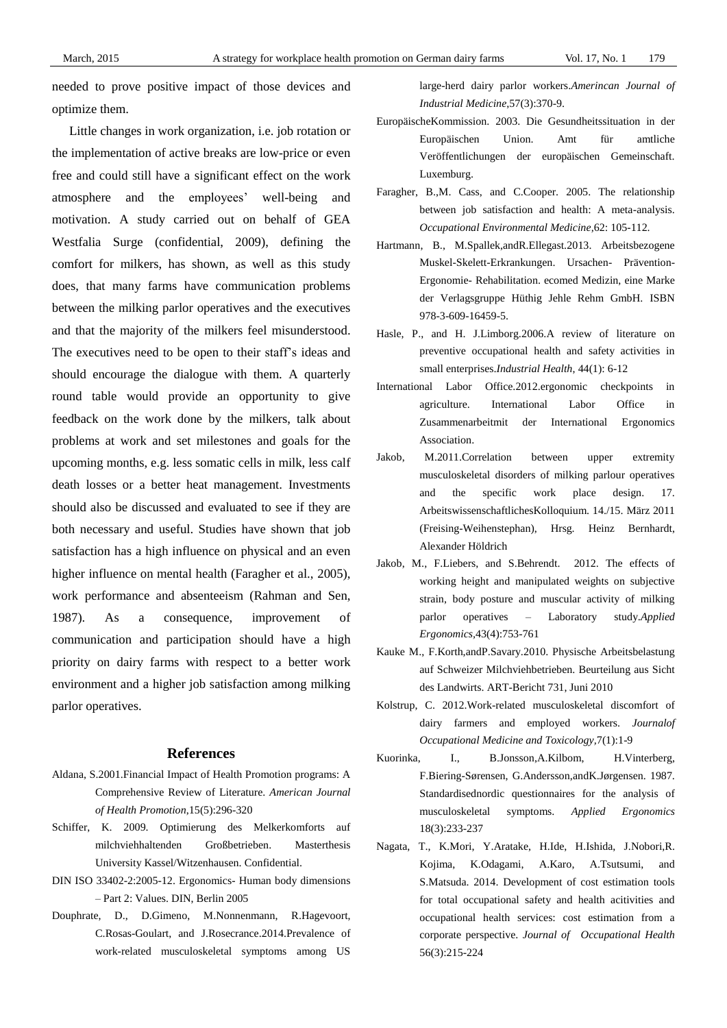needed to prove positive impact of those devices and optimize them.

Little changes in work organization, i.e. job rotation or the implementation of active breaks are low-price or even free and could still have a significant effect on the work atmosphere and the employees' well-being and motivation. A study carried out on behalf of GEA Westfalia Surge (confidential, 2009), defining the comfort for milkers, has shown, as well as this study does, that many farms have communication problems between the milking parlor operatives and the executives and that the majority of the milkers feel misunderstood. The executives need to be open to their staff's ideas and should encourage the dialogue with them. A quarterly round table would provide an opportunity to give feedback on the work done by the milkers, talk about problems at work and set milestones and goals for the upcoming months, e.g. less somatic cells in milk, less calf death losses or a better heat management. Investments should also be discussed and evaluated to see if they are both necessary and useful. Studies have shown that job satisfaction has a high influence on physical and an even higher influence on mental health (Faragher et al., 2005), work performance and absenteeism (Rahman and Sen, 1987). As a consequence, improvement of communication and participation should have a high priority on dairy farms with respect to a better work environment and a higher job satisfaction among milking parlor operatives.

## References

Aldana, S.2001.Financial Impact of Health Promotion programs: A Comprehensive Review of Literature. *American Journal of Health Promotion*,15(5):296-320

Schiffer, K. 2009. Optimierung des Melkerkomforts auf milchviehhaltenden Großbetrieben. Masterthesis University Kassel/Witzenhausen. Confidential.

DIN ISO 33402-2:2005-12. Ergonomics- Human body dimensions – Part 2: Values. DIN, Berlin 2005

Douphrate, D., D.Gimeno, M.Nonnenmann, R.Hagevoort, C.Rosas-Goulart, and J.Rosecrance.2014.Prevalence of work-related musculoskeletal symptoms among US large-herd dairy parlor workers.*Amerincan Journal of Industrial Medicine*,57(3):370-9.

EuropäischeKommission. 2003. Die Gesundheitssituation in der Europäischen Union. Amt für amtliche Veröffentlichungen der europäischen Gemeinschaft. Luxemburg.

Faragher, B.,M. Cass, and C.Cooper. 2005. The relationship between job satisfaction and health: A meta-analysis. *Occupational Environmental Medicine*,62: 105-112.

Hartmann, B., M.Spallek,andR.Ellegast.2013. Arbeitsbezogene Muskel-Skelett-Erkrankungen. Ursachen- Prävention- Ergonomie- Rehabilitation. ecomed Medizin, eine Marke der Verlagsgruppe Hüthig Jehle Rehm GmbH. ISBN 978-3-609-16459-5.

Hasle, P., and H. J.Limborg.2006.A review of literature on preventive occupational health and safety activities in small enterprises.*Industrial Health*, 44(1): 6-12

International Labor Office.2012.ergonomic checkpoints in agriculture. International Labor Office in Zusammenarbeitmit der International Ergonomics Association.

Jakob, M.2011.Correlation between upper extremity musculoskeletal disorders of milking parlour operatives and the specific work place design. 17. ArbeitswissenschaftlichesKolloquium. 14./15. März 2011 (Freising-Weihenstephan), Hrsg. Heinz Bernhardt, Alexander Höldrich

Jakob, M., F.Liebers, and S.Behrendt. 2012. The effects of working height and manipulated weights on subjective strain, body posture and muscular activity of milking parlor operatives – Laboratory study.*Applied Ergonomics*,43(4):753-761

Kauke M., F.Korth,andP.Savary.2010. Physische Arbeitsbelastung auf Schweizer Milchviehbetrieben. Beurteilung aus Sicht des Landwirts. ART-Bericht 731, Juni 2010

Kolstrup, C. 2012.Work-related musculoskeletal discomfort of dairy farmers and employed workers. *Journalof Occupational Medicine and Toxicology*,7(1):1-9

Kuorinka, I., B.Jonsson,A.Kilbom, H.Vinterberg, F.Biering-Sørensen, G.Andersson,andK.Jørgensen. 1987. Standardisednordic questionnaires for the analysis of musculoskeletal symptoms. *Applied Ergonomics* 18(3):233-237

Nagata, T., K.Mori, Y.Aratake, H.Ide, H.Ishida, J.Nobori,R. Kojima, K.Odagami, A.Karo, A.Tsutsumi, and S.Matsuda. 2014. Development of cost estimation tools for total occupational safety and health acitivities and occupational health services: cost estimation from a corporate perspective. *Journal of Occupational Health* 56(3):215-224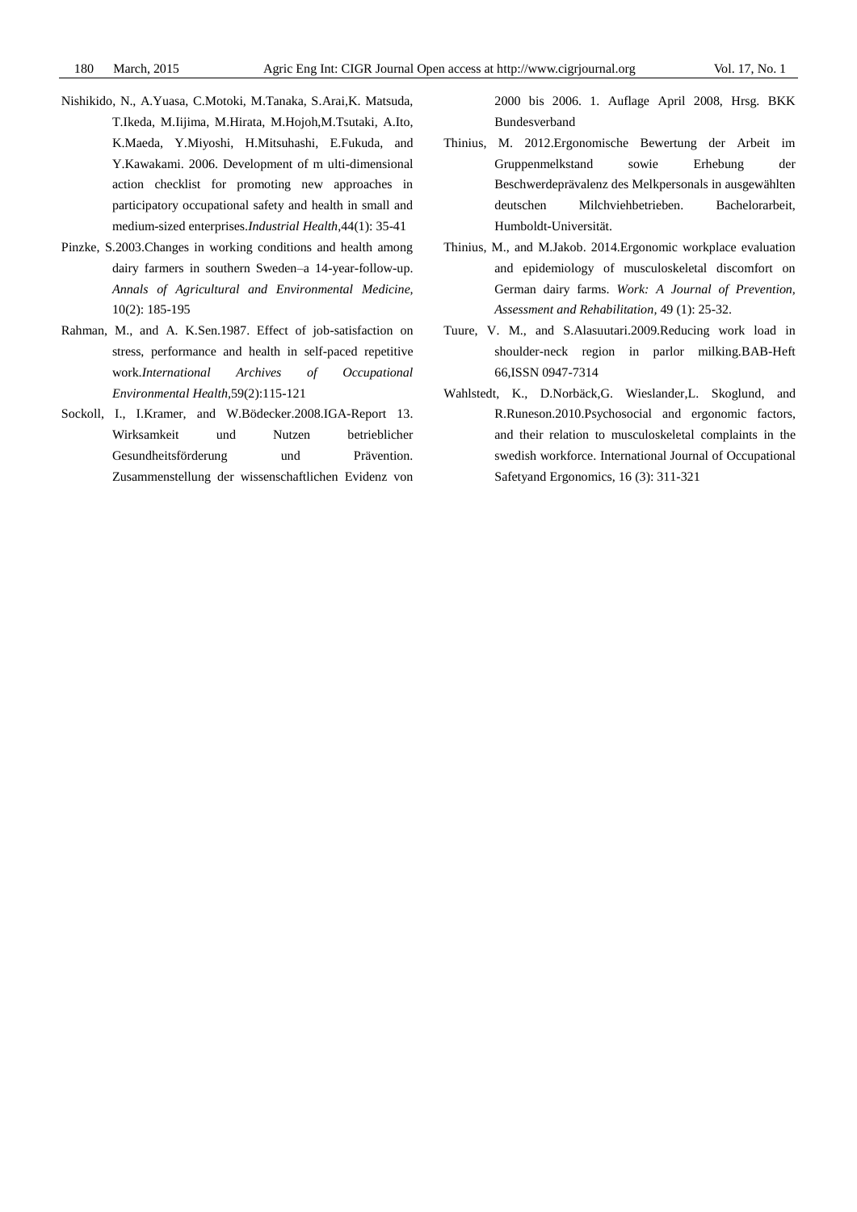Nishikido, N., A.Yuasa, C.Motoki, M.Tanaka, S.Arai,K. Matsuda, T.Ikeda, M.Iijima, M.Hirata, M.Hojoh,M.Tsutaki, A.Ito, K.Maeda, Y.Miyoshi, H.Mitsuhashi, E.Fukuda, and Y.Kawakami. 2006. Development of m ulti-dimensional action checklist for promoting new approaches in participatory occupational safety and health in small and medium-sized enterprises.*Industrial Health,*44(1): 35-41

Pinzke, S.2003.Changes in working conditions and health among dairy farmers in southern Sweden–a 14-year-follow-up. *Annals of Agricultural and Environmental Medicine,* 10(2): 185-195

Rahman, M., and A. K.Sen.1987. Effect of job-satisfaction on stress, performance and health in self-paced repetitive work.*International Archives of Occupational Environmental Health*,59(2):115-121

Sockoll, I., I.Kramer, and W.Bödecker.2008.IGA-Report 13. Wirksamkeit und Nutzen betrieblicher Gesundheitsförderung und Prävention. Zusammenstellung der wissenschaftlichen Evidenz von 2000 bis 2006. 1. Auflage April 2008, Hrsg. BKK Bundesverband

Thinius, M. 2012.Ergonomische Bewertung der Arbeit im Gruppenmelkstand sowie Erhebung der Beschwerdeprävalenz des Melkpersonals in ausgewählten deutschen Milchviehbetrieben. Bachelorarbeit, Humboldt-Universität.

Thinius, M., and M.Jakob. 2014.Ergonomic workplace evaluation and epidemiology of musculoskeletal discomfort on German dairy farms. *Work: A Journal of Prevention, Assessment and Rehabilitation,* 49 (1): 25-32.

Tuure, V. M., and S.Alasuutari.2009.Reducing work load in shoulder-neck region in parlor milking.BAB-Heft 66,ISSN 0947-7314

Wahlstedt, K., D.Norbäck,G. Wieslander,L. Skoglund, and R.Runeson.2010.Psychosocial and ergonomic factors, and their relation to musculoskeletal complaints in the swedish workforce. International Journal of Occupational Safetyand Ergonomics, 16 (3): 311-321